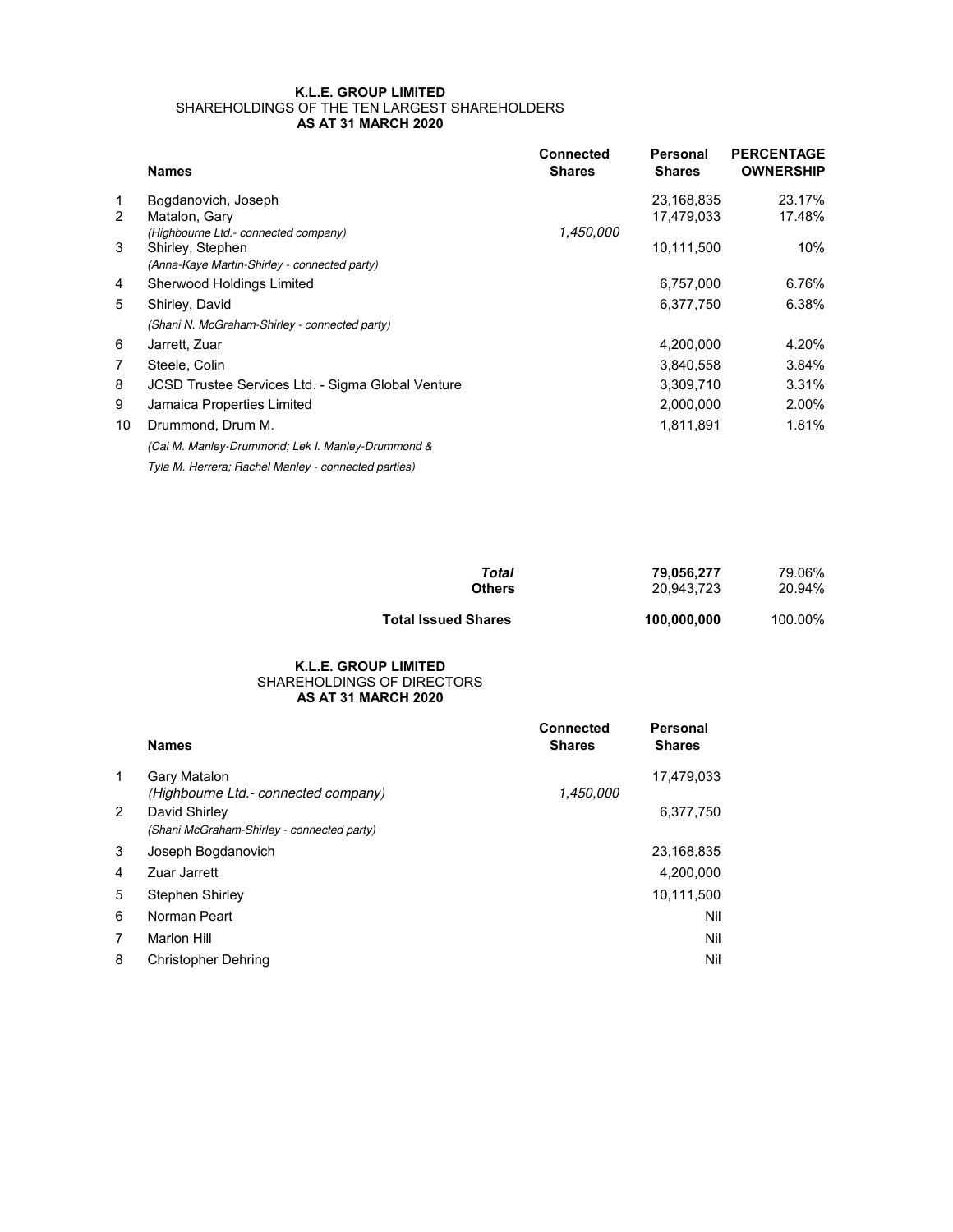**K.L.E. GROUP LIMITED**
SHAREHOLDINGS OF THE TEN LARGEST SHAREHOLDERS
**AS AT 31 MARCH 2020**

| | Names | Connected Shares | Personal Shares | PERCENTAGE OWNERSHIP |
|---|---|---|---|---|
| 1 | Bogdanovich, Joseph | | 23,168,835 | 23.17% |
| 2 | Matalon, Gary | | 17,479,033 | 17.48% |
| | *(Highbourne Ltd.- connected company)* | *1,450,000* | | |
| 3 | Shirley, Stephen | | 10,111,500 | 10% |
| | *(Anna-Kaye Martin-Shirley - connected party)* | | | |
| 4 | Sherwood Holdings Limited | | 6,757,000 | 6.76% |
| 5 | Shirley, David | | 6,377,750 | 6.38% |
| | *(Shani N. McGraham-Shirley - connected party)* | | | |
| 6 | Jarrett, Zuar | | 4,200,000 | 4.20% |
| 7 | Steele, Colin | | 3,840,558 | 3.84% |
| 8 | JCSD Trustee Services Ltd. - Sigma Global Venture | | 3,309,710 | 3.31% |
| 9 | Jamaica Properties Limited | | 2,000,000 | 2.00% |
| 10 | Drummond, Drum M. | | 1,811,891 | 1.81% |
| | *(Cai M. Manley-Drummond; Lek I. Manley-Drummond & Tyla M. Herrera; Rachel Manley - connected parties)* | | | |
| | ***Total*** | | **79,056,277** | 79.06% |
| | **Others** | | 20,943,723 | 20.94% |
| | **Total Issued Shares** | | **100,000,000** | 100.00% |

**K.L.E. GROUP LIMITED**
SHAREHOLDINGS OF DIRECTORS
**AS AT 31 MARCH 2020**

| | Names | Connected Shares | Personal Shares |
|---|---|---|---|
| 1 | Gary Matalon | | 17,479,033 |
| | *(Highbourne Ltd.- connected company)* | *1,450,000* | |
| 2 | David Shirley | | 6,377,750 |
| | *(Shani McGraham-Shirley - connected party)* | | |
| 3 | Joseph Bogdanovich | | 23,168,835 |
| 4 | Zuar Jarrett | | 4,200,000 |
| 5 | Stephen Shirley | | 10,111,500 |
| 6 | Norman Peart | | Nil |
| 7 | Marlon Hill | | Nil |
| 8 | Christopher Dehring | | Nil |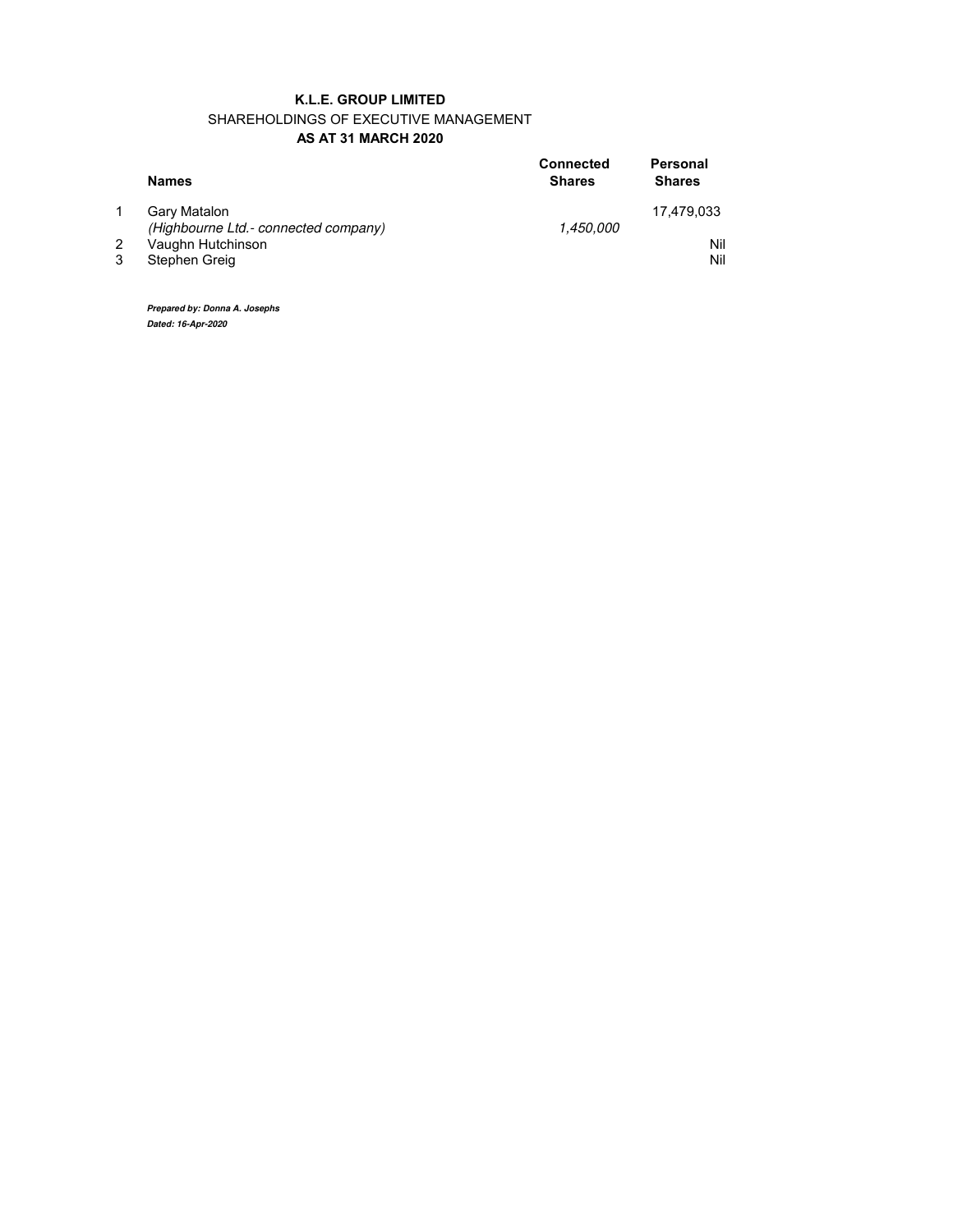**K.L.E. GROUP LIMITED**

SHAREHOLDINGS OF EXECUTIVE MANAGEMENT

**AS AT 31 MARCH 2020**

| | Names | Connected Shares | Personal Shares |
|---|---|---|---|
| 1 | Gary Matalon | | 17,479,033 |
| | *(Highbourne Ltd.- connected company)* | *1,450,000* | |
| 2 | Vaughn Hutchinson | | Nil |
| 3 | Stephen Greig | | Nil |

***Prepared by: Donna A. Josephs***

***Dated: 16-Apr-2020***